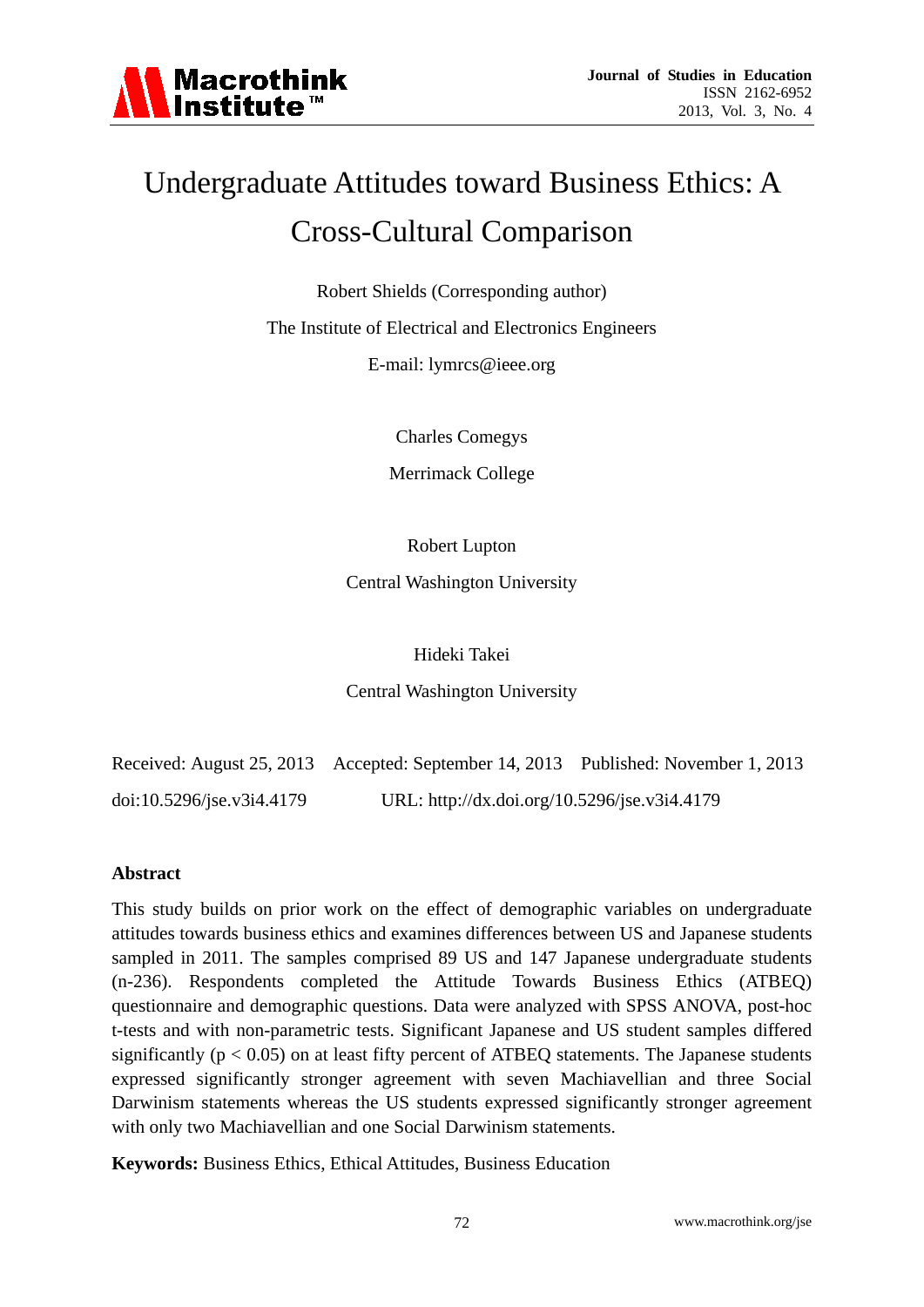# Undergraduate Attitudes toward Business Ethics: A Cross-Cultural Comparison

Robert Shields (Corresponding author)

The Institute of Electrical and Electronics Engineers

E-mail: lymrcs@ieee.org

Charles Comegys

Merrimack College

Robert Lupton

Central Washington University

Hideki Takei

Central Washington University

Received: August 25, 2013 Accepted: September 14, 2013 Published: November 1, 2013

doi:10.5296/jse.v3i4.4179 URL: http://dx.doi.org/10.5296/jse.v3i4.4179

## Abstract

This study builds on prior work on the effect of demographic variables on undergraduate attitudes towards business ethics and examines differences between US and Japanese students sampled in 2011. The samples comprised 89 US and 147 Japanese undergraduate students (n-236). Respondents completed the Attitude Towards Business Ethics (ATBEQ) questionnaire and demographic questions. Data were analyzed with SPSS ANOVA, post-hoc t-tests and with non-parametric tests. Significant Japanese and US student samples differed significantly ($p < 0.05$) on at least fifty percent of ATBEQ statements. The Japanese students expressed significantly stronger agreement with seven Machiavellian and three Social Darwinism statements whereas the US students expressed significantly stronger agreement with only two Machiavellian and one Social Darwinism statements.

**Keywords:** Business Ethics, Ethical Attitudes, Business Education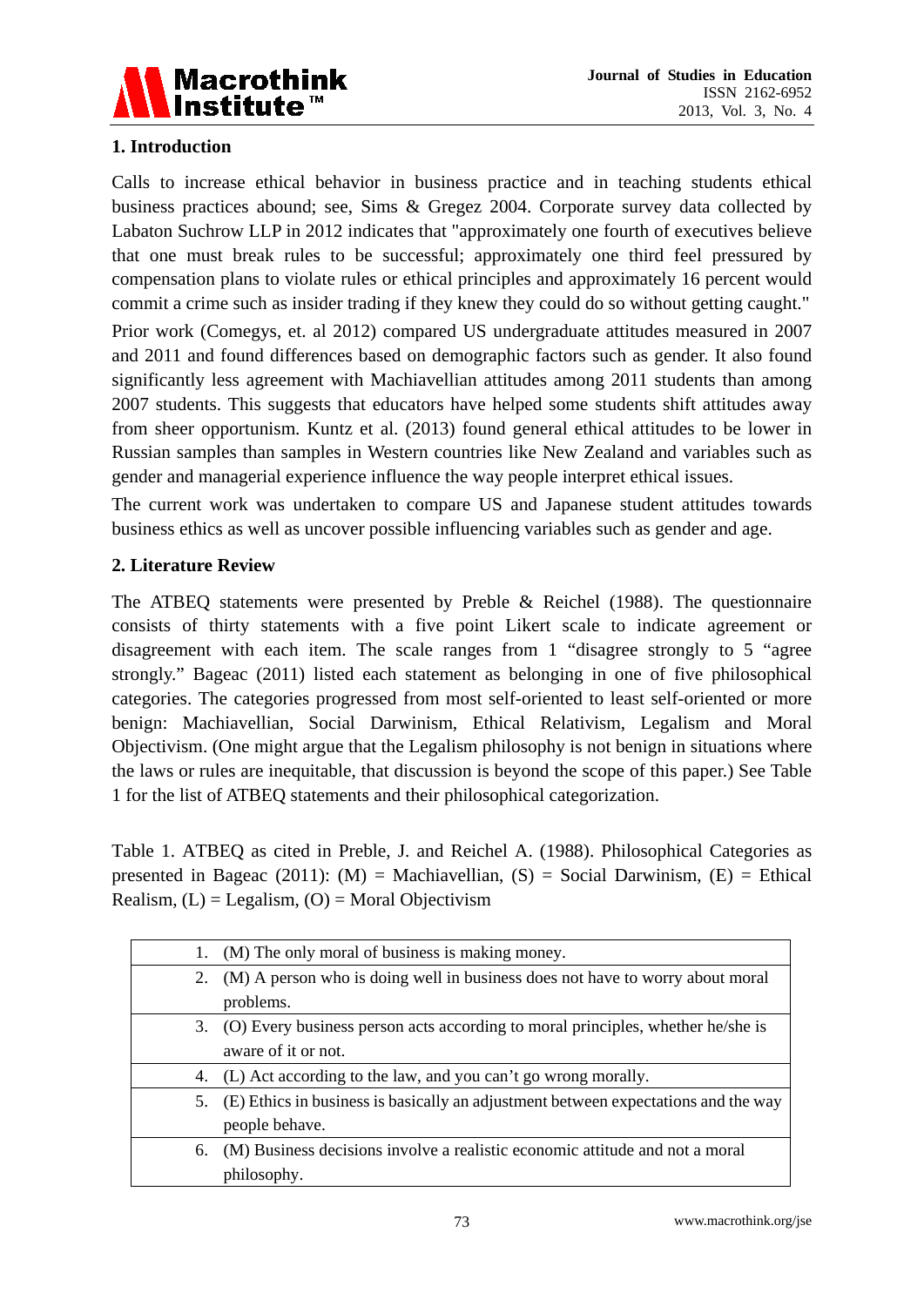## 1. Introduction

Calls to increase ethical behavior in business practice and in teaching students ethical business practices abound; see, Sims & Gregez 2004. Corporate survey data collected by Labaton Suchrow LLP in 2012 indicates that "approximately one fourth of executives believe that one must break rules to be successful; approximately one third feel pressured by compensation plans to violate rules or ethical principles and approximately 16 percent would commit a crime such as insider trading if they knew they could do so without getting caught."

Prior work (Comegys, et. al 2012) compared US undergraduate attitudes measured in 2007 and 2011 and found differences based on demographic factors such as gender. It also found significantly less agreement with Machiavellian attitudes among 2011 students than among 2007 students. This suggests that educators have helped some students shift attitudes away from sheer opportunism. Kuntz et al. (2013) found general ethical attitudes to be lower in Russian samples than samples in Western countries like New Zealand and variables such as gender and managerial experience influence the way people interpret ethical issues.

The current work was undertaken to compare US and Japanese student attitudes towards business ethics as well as uncover possible influencing variables such as gender and age.

## 2. Literature Review

The ATBEQ statements were presented by Preble & Reichel (1988). The questionnaire consists of thirty statements with a five point Likert scale to indicate agreement or disagreement with each item. The scale ranges from 1 "disagree strongly to 5 "agree strongly." Bageac (2011) listed each statement as belonging in one of five philosophical categories. The categories progressed from most self-oriented to least self-oriented or more benign: Machiavellian, Social Darwinism, Ethical Relativism, Legalism and Moral Objectivism. (One might argue that the Legalism philosophy is not benign in situations where the laws or rules are inequitable, that discussion is beyond the scope of this paper.) See Table 1 for the list of ATBEQ statements and their philosophical categorization.

Table 1. ATBEQ as cited in Preble, J. and Reichel A. (1988). Philosophical Categories as presented in Bageac (2011): (M) = Machiavellian, (S) = Social Darwinism, (E) = Ethical Realism, (L) = Legalism, (O) = Moral Objectivism

| | |
|---|---|
| 1. | (M) The only moral of business is making money. |
| 2. | (M) A person who is doing well in business does not have to worry about moral problems. |
| 3. | (O) Every business person acts according to moral principles, whether he/she is aware of it or not. |
| 4. | (L) Act according to the law, and you can't go wrong morally. |
| 5. | (E) Ethics in business is basically an adjustment between expectations and the way people behave. |
| 6. | (M) Business decisions involve a realistic economic attitude and not a moral philosophy. |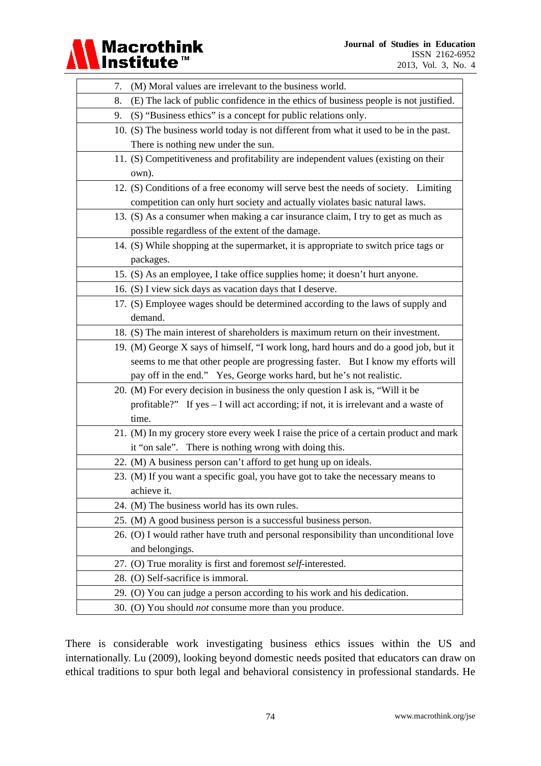| |
|---|
| 7. (M) Moral values are irrelevant to the business world. |
| 8. (E) The lack of public confidence in the ethics of business people is not justified. |
| 9. (S) "Business ethics" is a concept for public relations only. |
| 10. (S) The business world today is not different from what it used to be in the past. There is nothing new under the sun. |
| 11. (S) Competitiveness and profitability are independent values (existing on their own). |
| 12. (S) Conditions of a free economy will serve best the needs of society. Limiting competition can only hurt society and actually violates basic natural laws. |
| 13. (S) As a consumer when making a car insurance claim, I try to get as much as possible regardless of the extent of the damage. |
| 14. (S) While shopping at the supermarket, it is appropriate to switch price tags or packages. |
| 15. (S) As an employee, I take office supplies home; it doesn't hurt anyone. |
| 16. (S) I view sick days as vacation days that I deserve. |
| 17. (S) Employee wages should be determined according to the laws of supply and demand. |
| 18. (S) The main interest of shareholders is maximum return on their investment. |
| 19. (M) George X says of himself, "I work long, hard hours and do a good job, but it seems to me that other people are progressing faster. But I know my efforts will pay off in the end." Yes, George works hard, but he's not realistic. |
| 20. (M) For every decision in business the only question I ask is, "Will it be profitable?" If yes – I will act according; if not, it is irrelevant and a waste of time. |
| 21. (M) In my grocery store every week I raise the price of a certain product and mark it "on sale". There is nothing wrong with doing this. |
| 22. (M) A business person can't afford to get hung up on ideals. |
| 23. (M) If you want a specific goal, you have got to take the necessary means to achieve it. |
| 24. (M) The business world has its own rules. |
| 25. (M) A good business person is a successful business person. |
| 26. (O) I would rather have truth and personal responsibility than unconditional love and belongings. |
| 27. (O) True morality is first and foremost *self*-interested. |
| 28. (O) Self-sacrifice is immoral. |
| 29. (O) You can judge a person according to his work and his dedication. |
| 30. (O) You should *not* consume more than you produce. |

There is considerable work investigating business ethics issues within the US and internationally. Lu (2009), looking beyond domestic needs posited that educators can draw on ethical traditions to spur both legal and behavioral consistency in professional standards. He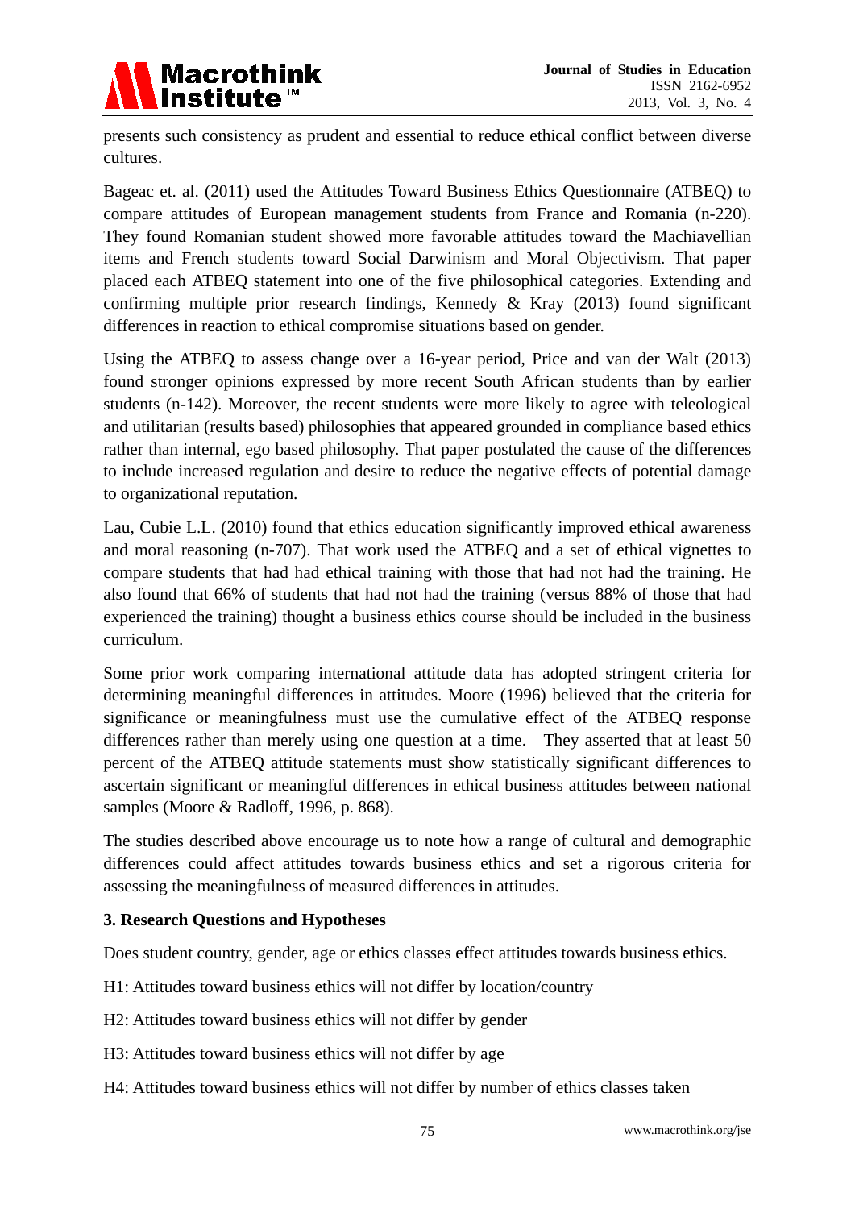presents such consistency as prudent and essential to reduce ethical conflict between diverse cultures.

Bageac et. al. (2011) used the Attitudes Toward Business Ethics Questionnaire (ATBEQ) to compare attitudes of European management students from France and Romania (n-220). They found Romanian student showed more favorable attitudes toward the Machiavellian items and French students toward Social Darwinism and Moral Objectivism. That paper placed each ATBEQ statement into one of the five philosophical categories. Extending and confirming multiple prior research findings, Kennedy & Kray (2013) found significant differences in reaction to ethical compromise situations based on gender.

Using the ATBEQ to assess change over a 16-year period, Price and van der Walt (2013) found stronger opinions expressed by more recent South African students than by earlier students (n-142). Moreover, the recent students were more likely to agree with teleological and utilitarian (results based) philosophies that appeared grounded in compliance based ethics rather than internal, ego based philosophy. That paper postulated the cause of the differences to include increased regulation and desire to reduce the negative effects of potential damage to organizational reputation.

Lau, Cubie L.L. (2010) found that ethics education significantly improved ethical awareness and moral reasoning (n-707). That work used the ATBEQ and a set of ethical vignettes to compare students that had had ethical training with those that had not had the training. He also found that 66% of students that had not had the training (versus 88% of those that had experienced the training) thought a business ethics course should be included in the business curriculum.

Some prior work comparing international attitude data has adopted stringent criteria for determining meaningful differences in attitudes. Moore (1996) believed that the criteria for significance or meaningfulness must use the cumulative effect of the ATBEQ response differences rather than merely using one question at a time. They asserted that at least 50 percent of the ATBEQ attitude statements must show statistically significant differences to ascertain significant or meaningful differences in ethical business attitudes between national samples (Moore & Radloff, 1996, p. 868).

The studies described above encourage us to note how a range of cultural and demographic differences could affect attitudes towards business ethics and set a rigorous criteria for assessing the meaningfulness of measured differences in attitudes.

## 3. Research Questions and Hypotheses

Does student country, gender, age or ethics classes effect attitudes towards business ethics.

H1: Attitudes toward business ethics will not differ by location/country

H2: Attitudes toward business ethics will not differ by gender

H3: Attitudes toward business ethics will not differ by age

H4: Attitudes toward business ethics will not differ by number of ethics classes taken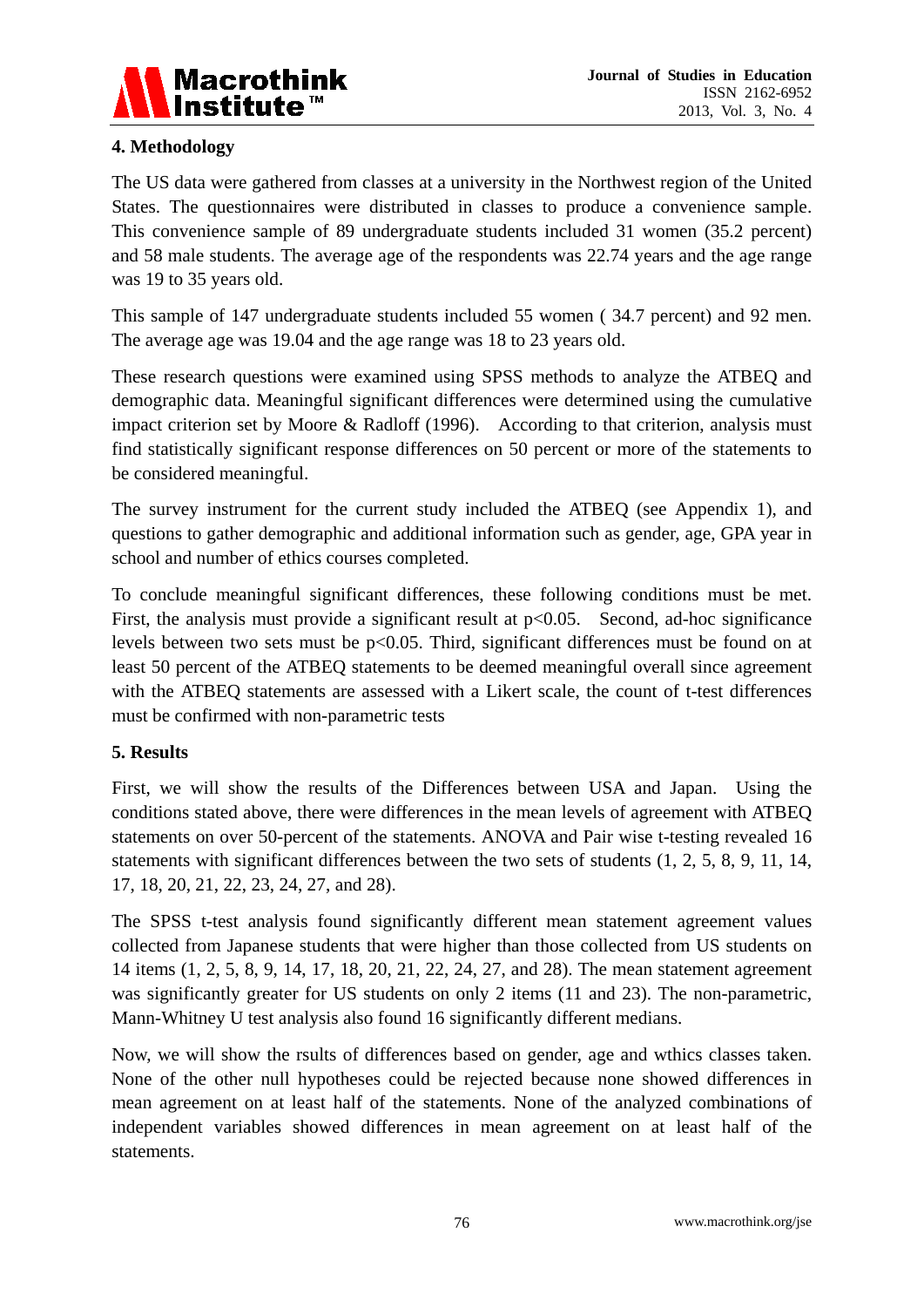## 4. Methodology

The US data were gathered from classes at a university in the Northwest region of the United States. The questionnaires were distributed in classes to produce a convenience sample. This convenience sample of 89 undergraduate students included 31 women (35.2 percent) and 58 male students. The average age of the respondents was 22.74 years and the age range was 19 to 35 years old.

This sample of 147 undergraduate students included 55 women ( 34.7 percent) and 92 men. The average age was 19.04 and the age range was 18 to 23 years old.

These research questions were examined using SPSS methods to analyze the ATBEQ and demographic data. Meaningful significant differences were determined using the cumulative impact criterion set by Moore & Radloff (1996). According to that criterion, analysis must find statistically significant response differences on 50 percent or more of the statements to be considered meaningful.

The survey instrument for the current study included the ATBEQ (see Appendix 1), and questions to gather demographic and additional information such as gender, age, GPA year in school and number of ethics courses completed.

To conclude meaningful significant differences, these following conditions must be met. First, the analysis must provide a significant result at $p<0.05$. Second, ad-hoc significance levels between two sets must be $p<0.05$. Third, significant differences must be found on at least 50 percent of the ATBEQ statements to be deemed meaningful overall since agreement with the ATBEQ statements are assessed with a Likert scale, the count of t-test differences must be confirmed with non-parametric tests

## 5. Results

First, we will show the results of the Differences between USA and Japan. Using the conditions stated above, there were differences in the mean levels of agreement with ATBEQ statements on over 50-percent of the statements. ANOVA and Pair wise t-testing revealed 16 statements with significant differences between the two sets of students (1, 2, 5, 8, 9, 11, 14, 17, 18, 20, 21, 22, 23, 24, 27, and 28).

The SPSS t-test analysis found significantly different mean statement agreement values collected from Japanese students that were higher than those collected from US students on 14 items (1, 2, 5, 8, 9, 14, 17, 18, 20, 21, 22, 24, 27, and 28). The mean statement agreement was significantly greater for US students on only 2 items (11 and 23). The non-parametric, Mann-Whitney U test analysis also found 16 significantly different medians.

Now, we will show the rsults of differences based on gender, age and wthics classes taken. None of the other null hypotheses could be rejected because none showed differences in mean agreement on at least half of the statements. None of the analyzed combinations of independent variables showed differences in mean agreement on at least half of the statements.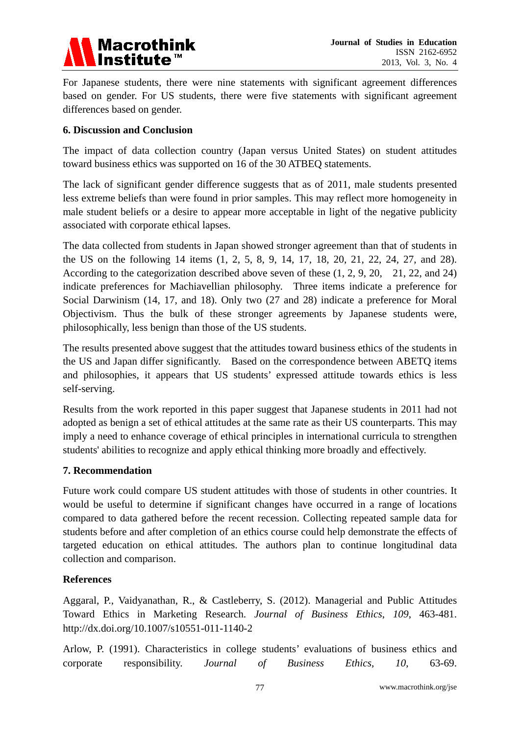For Japanese students, there were nine statements with significant agreement differences based on gender. For US students, there were five statements with significant agreement differences based on gender.

## 6. Discussion and Conclusion

The impact of data collection country (Japan versus United States) on student attitudes toward business ethics was supported on 16 of the 30 ATBEQ statements.

The lack of significant gender difference suggests that as of 2011, male students presented less extreme beliefs than were found in prior samples. This may reflect more homogeneity in male student beliefs or a desire to appear more acceptable in light of the negative publicity associated with corporate ethical lapses.

The data collected from students in Japan showed stronger agreement than that of students in the US on the following 14 items (1, 2, 5, 8, 9, 14, 17, 18, 20, 21, 22, 24, 27, and 28). According to the categorization described above seven of these (1, 2, 9, 20, 21, 22, and 24) indicate preferences for Machiavellian philosophy. Three items indicate a preference for Social Darwinism (14, 17, and 18). Only two (27 and 28) indicate a preference for Moral Objectivism. Thus the bulk of these stronger agreements by Japanese students were, philosophically, less benign than those of the US students.

The results presented above suggest that the attitudes toward business ethics of the students in the US and Japan differ significantly. Based on the correspondence between ABETQ items and philosophies, it appears that US students' expressed attitude towards ethics is less self-serving.

Results from the work reported in this paper suggest that Japanese students in 2011 had not adopted as benign a set of ethical attitudes at the same rate as their US counterparts. This may imply a need to enhance coverage of ethical principles in international curricula to strengthen students' abilities to recognize and apply ethical thinking more broadly and effectively.

## 7. Recommendation

Future work could compare US student attitudes with those of students in other countries. It would be useful to determine if significant changes have occurred in a range of locations compared to data gathered before the recent recession. Collecting repeated sample data for students before and after completion of an ethics course could help demonstrate the effects of targeted education on ethical attitudes. The authors plan to continue longitudinal data collection and comparison.

## References

Aggaral, P., Vaidyanathan, R., & Castleberry, S. (2012). Managerial and Public Attitudes Toward Ethics in Marketing Research. *Journal of Business Ethics*, *109*, 463-481. http://dx.doi.org/10.1007/s10551-011-1140-2

Arlow, P. (1991). Characteristics in college students' evaluations of business ethics and corporate responsibility. *Journal of Business Ethics*, *10*, 63-69.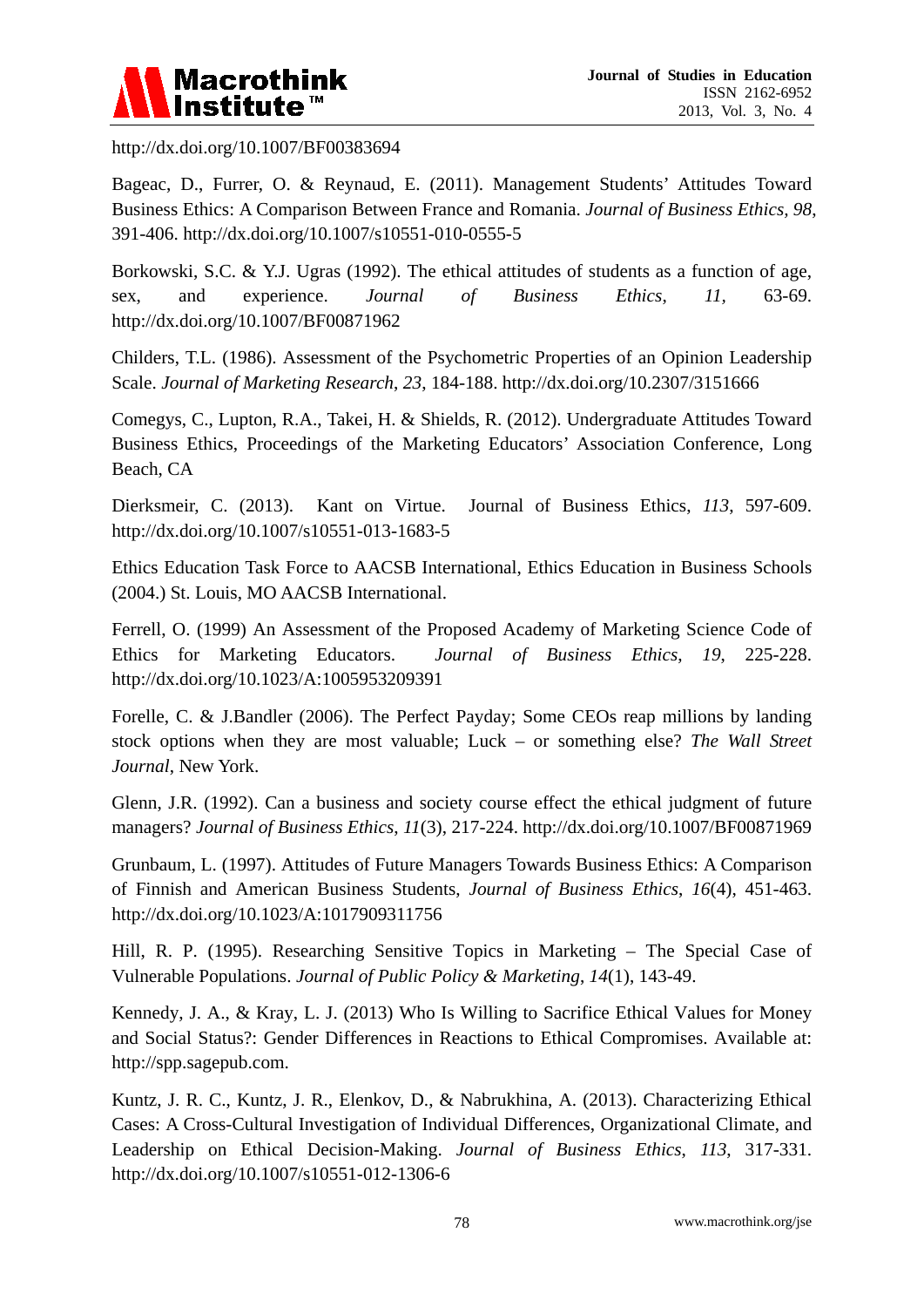http://dx.doi.org/10.1007/BF00383694

Bageac, D., Furrer, O. & Reynaud, E. (2011). Management Students' Attitudes Toward Business Ethics: A Comparison Between France and Romania. *Journal of Business Ethics*, *98*, 391-406. http://dx.doi.org/10.1007/s10551-010-0555-5

Borkowski, S.C. & Y.J. Ugras (1992). The ethical attitudes of students as a function of age, sex, and experience. *Journal of Business Ethics*, *11*, 63-69. http://dx.doi.org/10.1007/BF00871962

Childers, T.L. (1986). Assessment of the Psychometric Properties of an Opinion Leadership Scale. *Journal of Marketing Research*, *23*, 184-188. http://dx.doi.org/10.2307/3151666

Comegys, C., Lupton, R.A., Takei, H. & Shields, R. (2012). Undergraduate Attitudes Toward Business Ethics, Proceedings of the Marketing Educators' Association Conference, Long Beach, CA

Dierksmeir, C. (2013). Kant on Virtue. Journal of Business Ethics, *113*, 597-609. http://dx.doi.org/10.1007/s10551-013-1683-5

Ethics Education Task Force to AACSB International, Ethics Education in Business Schools (2004.) St. Louis, MO AACSB International.

Ferrell, O. (1999) An Assessment of the Proposed Academy of Marketing Science Code of Ethics for Marketing Educators. *Journal of Business Ethics*, *19*, 225-228. http://dx.doi.org/10.1023/A:1005953209391

Forelle, C. & J.Bandler (2006). The Perfect Payday; Some CEOs reap millions by landing stock options when they are most valuable; Luck – or something else? *The Wall Street Journal*, New York.

Glenn, J.R. (1992). Can a business and society course effect the ethical judgment of future managers? *Journal of Business Ethics*, *11*(3), 217-224. http://dx.doi.org/10.1007/BF00871969

Grunbaum, L. (1997). Attitudes of Future Managers Towards Business Ethics: A Comparison of Finnish and American Business Students, *Journal of Business Ethics*, *16*(4), 451-463. http://dx.doi.org/10.1023/A:1017909311756

Hill, R. P. (1995). Researching Sensitive Topics in Marketing – The Special Case of Vulnerable Populations. *Journal of Public Policy & Marketing*, *14*(1), 143-49.

Kennedy, J. A., & Kray, L. J. (2013) Who Is Willing to Sacrifice Ethical Values for Money and Social Status?: Gender Differences in Reactions to Ethical Compromises. Available at: http://spp.sagepub.com.

Kuntz, J. R. C., Kuntz, J. R., Elenkov, D., & Nabrukhina, A. (2013). Characterizing Ethical Cases: A Cross-Cultural Investigation of Individual Differences, Organizational Climate, and Leadership on Ethical Decision-Making. *Journal of Business Ethics*, *113*, 317-331. http://dx.doi.org/10.1007/s10551-012-1306-6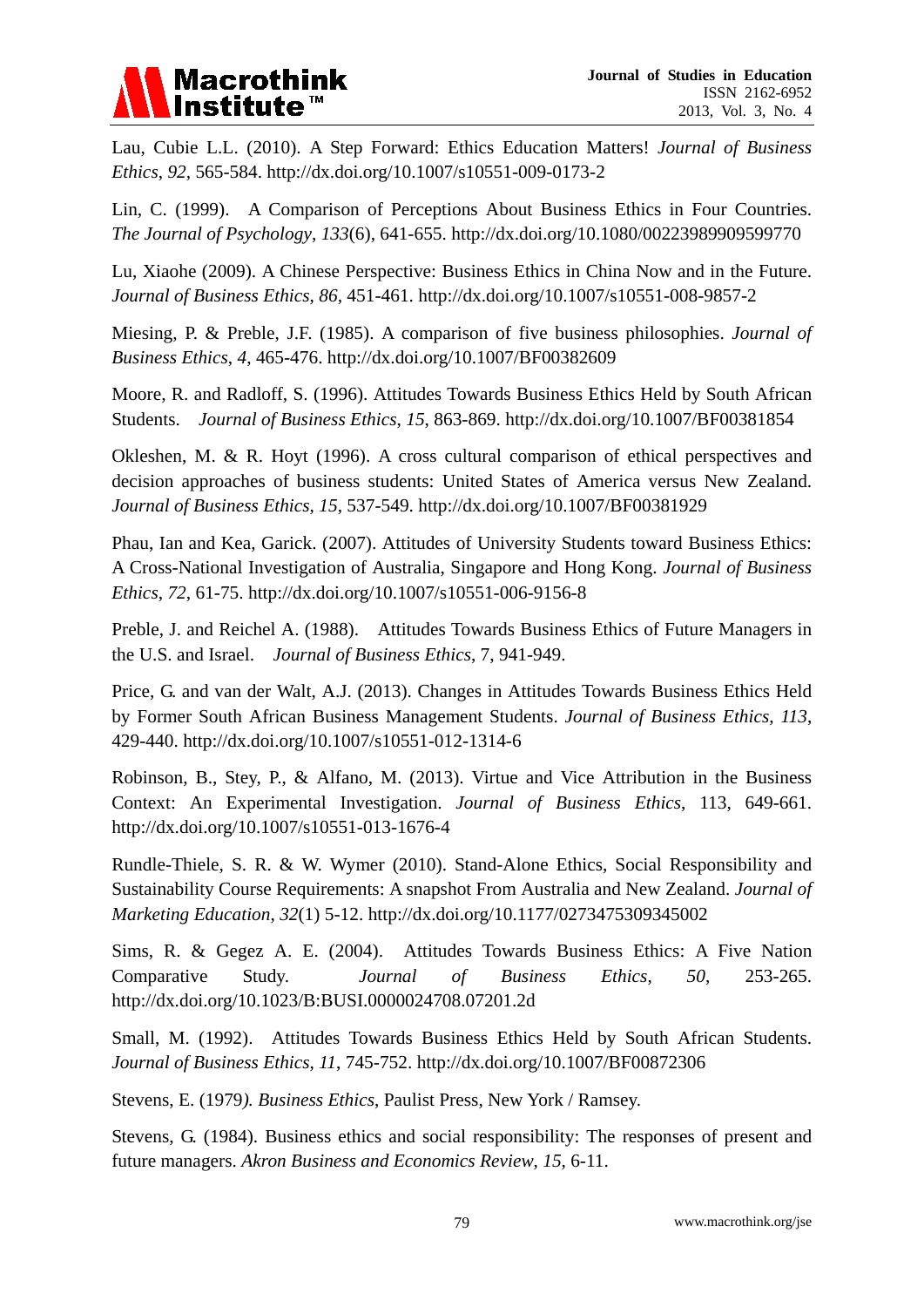Lau, Cubie L.L. (2010). A Step Forward: Ethics Education Matters! *Journal of Business Ethics*, *92*, 565-584. http://dx.doi.org/10.1007/s10551-009-0173-2

Lin, C. (1999). A Comparison of Perceptions About Business Ethics in Four Countries. *The Journal of Psychology*, *133*(6), 641-655. http://dx.doi.org/10.1080/00223989909599770

Lu, Xiaohe (2009). A Chinese Perspective: Business Ethics in China Now and in the Future. *Journal of Business Ethics*, *86*, 451-461. http://dx.doi.org/10.1007/s10551-008-9857-2

Miesing, P. & Preble, J.F. (1985). A comparison of five business philosophies. *Journal of Business Ethics*, *4*, 465-476. http://dx.doi.org/10.1007/BF00382609

Moore, R. and Radloff, S. (1996). Attitudes Towards Business Ethics Held by South African Students. *Journal of Business Ethics*, *15*, 863-869. http://dx.doi.org/10.1007/BF00381854

Okleshen, M. & R. Hoyt (1996). A cross cultural comparison of ethical perspectives and decision approaches of business students: United States of America versus New Zealand. *Journal of Business Ethics*, *15*, 537-549. http://dx.doi.org/10.1007/BF00381929

Phau, Ian and Kea, Garick. (2007). Attitudes of University Students toward Business Ethics: A Cross-National Investigation of Australia, Singapore and Hong Kong. *Journal of Business Ethics*, *72*, 61-75. http://dx.doi.org/10.1007/s10551-006-9156-8

Preble, J. and Reichel A. (1988). Attitudes Towards Business Ethics of Future Managers in the U.S. and Israel. *Journal of Business Ethics*, 7, 941-949.

Price, G. and van der Walt, A.J. (2013). Changes in Attitudes Towards Business Ethics Held by Former South African Business Management Students. *Journal of Business Ethics*, *113*, 429-440. http://dx.doi.org/10.1007/s10551-012-1314-6

Robinson, B., Stey, P., & Alfano, M. (2013). Virtue and Vice Attribution in the Business Context: An Experimental Investigation. *Journal of Business Ethics*, 113, 649-661. http://dx.doi.org/10.1007/s10551-013-1676-4

Rundle-Thiele, S. R. & W. Wymer (2010). Stand-Alone Ethics, Social Responsibility and Sustainability Course Requirements: A snapshot From Australia and New Zealand. *Journal of Marketing Education*, *32*(1) 5-12. http://dx.doi.org/10.1177/0273475309345002

Sims, R. & Gegez A. E. (2004). Attitudes Towards Business Ethics: A Five Nation Comparative Study. *Journal of Business Ethics*, *50*, 253-265. http://dx.doi.org/10.1023/B:BUSI.0000024708.07201.2d

Small, M. (1992). Attitudes Towards Business Ethics Held by South African Students. *Journal of Business Ethics*, *11*, 745-752. http://dx.doi.org/10.1007/BF00872306

Stevens, E. (1979*). Business Ethics*, Paulist Press, New York / Ramsey.

Stevens, G. (1984). Business ethics and social responsibility: The responses of present and future managers. *Akron Business and Economics Review*, *15*, 6-11.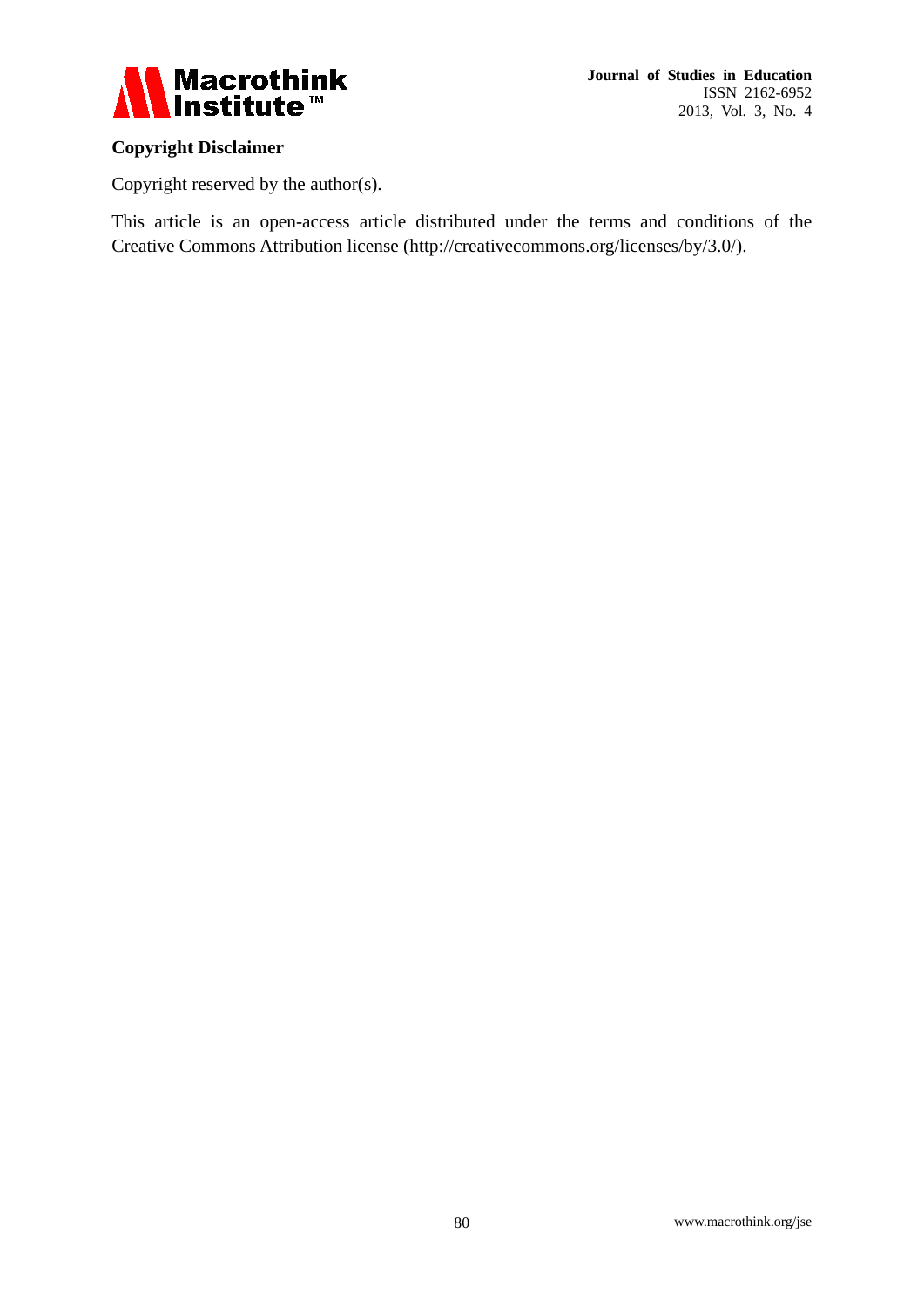**Copyright Disclaimer**

Copyright reserved by the author(s).

This article is an open-access article distributed under the terms and conditions of the Creative Commons Attribution license (http://creativecommons.org/licenses/by/3.0/).